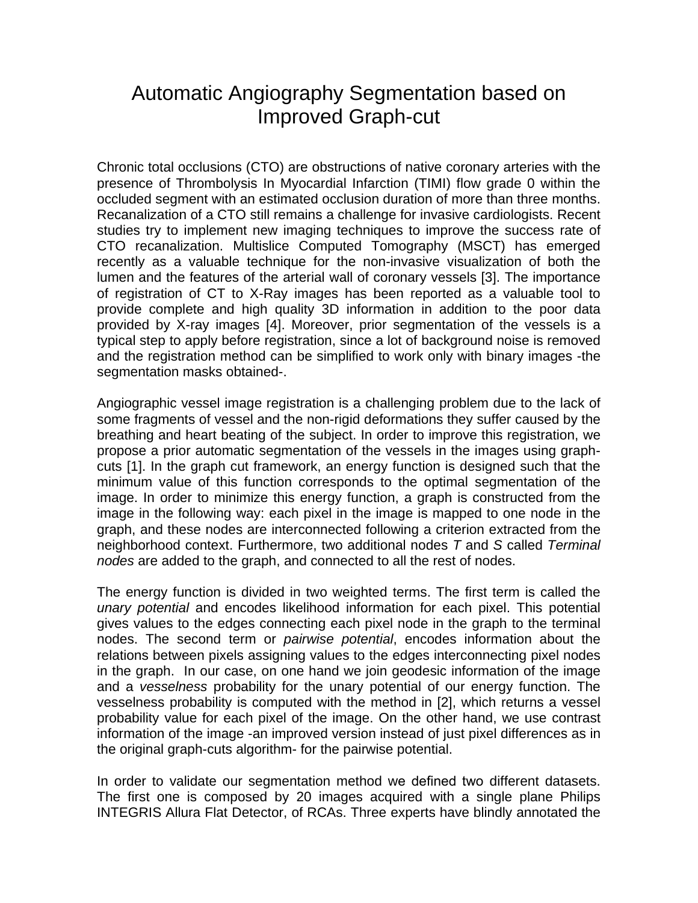# Automatic Angiography Segmentation based on Improved Graph-cut

Chronic total occlusions (CTO) are obstructions of native coronary arteries with the presence of Thrombolysis In Myocardial Infarction (TIMI) flow grade 0 within the occluded segment with an estimated occlusion duration of more than three months. Recanalization of a CTO still remains a challenge for invasive cardiologists. Recent studies try to implement new imaging techniques to improve the success rate of CTO recanalization. Multislice Computed Tomography (MSCT) has emerged recently as a valuable technique for the non-invasive visualization of both the lumen and the features of the arterial wall of coronary vessels [3]. The importance of registration of CT to X-Ray images has been reported as a valuable tool to provide complete and high quality 3D information in addition to the poor data provided by X-ray images [4]. Moreover, prior segmentation of the vessels is a typical step to apply before registration, since a lot of background noise is removed and the registration method can be simplified to work only with binary images -the segmentation masks obtained-.

Angiographic vessel image registration is a challenging problem due to the lack of some fragments of vessel and the non-rigid deformations they suffer caused by the breathing and heart beating of the subject. In order to improve this registration, we propose a prior automatic segmentation of the vessels in the images using graph-cuts [1]. In the graph cut framework, an energy function is designed such that the minimum value of this function corresponds to the optimal segmentation of the image. In order to minimize this energy function, a graph is constructed from the image in the following way: each pixel in the image is mapped to one node in the graph, and these nodes are interconnected following a criterion extracted from the neighborhood context. Furthermore, two additional nodes *T* and *S* called *Terminal nodes* are added to the graph, and connected to all the rest of nodes.

The energy function is divided in two weighted terms. The first term is called the *unary potential* and encodes likelihood information for each pixel. This potential gives values to the edges connecting each pixel node in the graph to the terminal nodes. The second term or *pairwise potential*, encodes information about the relations between pixels assigning values to the edges interconnecting pixel nodes in the graph. In our case, on one hand we join geodesic information of the image and a *vesselness* probability for the unary potential of our energy function. The vesselness probability is computed with the method in [2], which returns a vessel probability value for each pixel of the image. On the other hand, we use contrast information of the image -an improved version instead of just pixel differences as in the original graph-cuts algorithm- for the pairwise potential.

In order to validate our segmentation method we defined two different datasets. The first one is composed by 20 images acquired with a single plane Philips INTEGRIS Allura Flat Detector, of RCAs. Three experts have blindly annotated the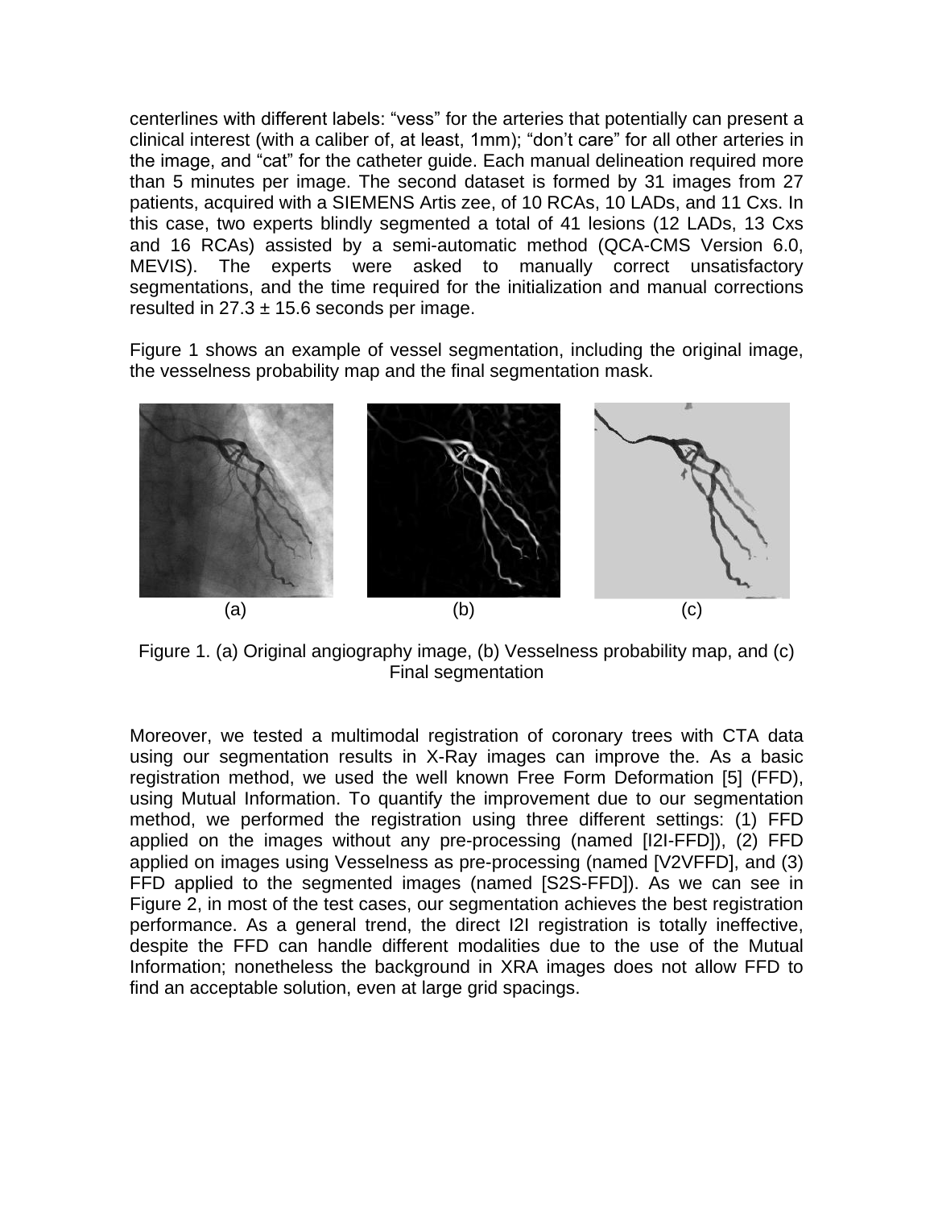centerlines with different labels: “vess” for the arteries that potentially can present a clinical interest (with a caliber of, at least, 1mm); “don’t care” for all other arteries in the image, and “cat” for the catheter guide. Each manual delineation required more than 5 minutes per image. The second dataset is formed by 31 images from 27 patients, acquired with a SIEMENS Artis zee, of 10 RCAs, 10 LADs, and 11 Cxs. In this case, two experts blindly segmented a total of 41 lesions (12 LADs, 13 Cxs and 16 RCAs) assisted by a semi-automatic method (QCA-CMS Version 6.0, MEVIS). The experts were asked to manually correct unsatisfactory segmentations, and the time required for the initialization and manual corrections resulted in 27.3 ± 15.6 seconds per image.

Figure 1 shows an example of vessel segmentation, including the original image, the vesselness probability map and the final segmentation mask.

(a) (b) (c)

Figure 1. (a) Original angiography image, (b) Vesselness probability map, and (c) Final segmentation

Moreover, we tested a multimodal registration of coronary trees with CTA data using our segmentation results in X-Ray images can improve the. As a basic registration method, we used the well known Free Form Deformation [5] (FFD), using Mutual Information. To quantify the improvement due to our segmentation method, we performed the registration using three different settings: (1) FFD applied on the images without any pre-processing (named [I2I-FFD]), (2) FFD applied on images using Vesselness as pre-processing (named [V2VFFD], and (3) FFD applied to the segmented images (named [S2S-FFD]). As we can see in Figure 2, in most of the test cases, our segmentation achieves the best registration performance. As a general trend, the direct I2I registration is totally ineffective, despite the FFD can handle different modalities due to the use of the Mutual Information; nonetheless the background in XRA images does not allow FFD to find an acceptable solution, even at large grid spacings.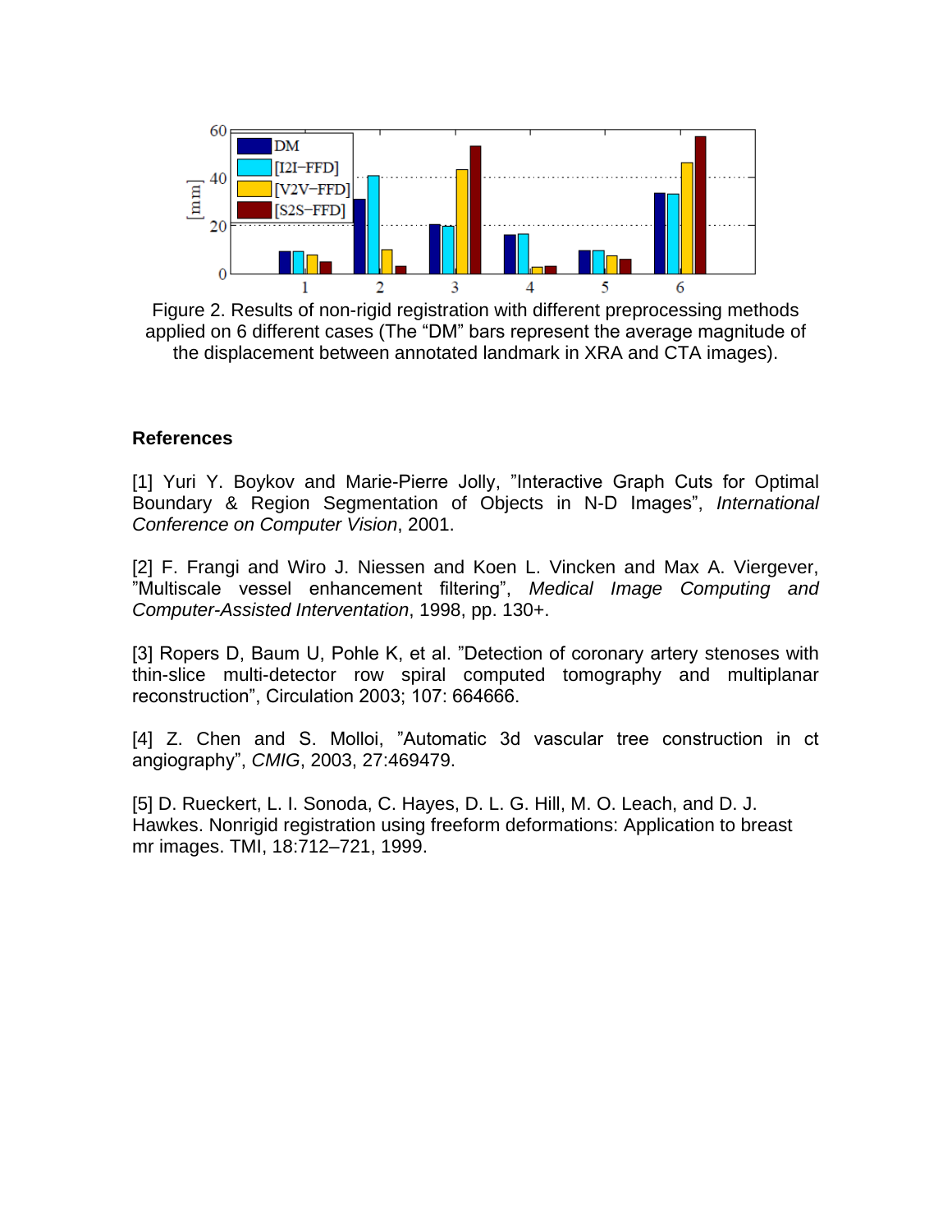60
40
20
0
[mm]
DM
[I2I–FFD]
[V2V–FFD]
[S2S–FFD]
1
2
3
4
5
6

Figure 2. Results of non-rigid registration with different preprocessing methods applied on 6 different cases (The "DM" bars represent the average magnitude of the displacement between annotated landmark in XRA and CTA images).

## References

[1] Yuri Y. Boykov and Marie-Pierre Jolly, "Interactive Graph Cuts for Optimal Boundary & Region Segmentation of Objects in N-D Images", *International Conference on Computer Vision*, 2001.

[2] F. Frangi and Wiro J. Niessen and Koen L. Vincken and Max A. Viergever, "Multiscale vessel enhancement filtering", *Medical Image Computing and Computer-Assisted Interventation*, 1998, pp. 130+.

[3] Ropers D, Baum U, Pohle K, et al. "Detection of coronary artery stenoses with thin-slice multi-detector row spiral computed tomography and multiplanar reconstruction", Circulation 2003; 107: 664666.

[4] Z. Chen and S. Molloi, "Automatic 3d vascular tree construction in ct angiography", *CMIG*, 2003, 27:469479.

[5] D. Rueckert, L. I. Sonoda, C. Hayes, D. L. G. Hill, M. O. Leach, and D. J. Hawkes. Nonrigid registration using freeform deformations: Application to breast mr images. TMI, 18:712–721, 1999.